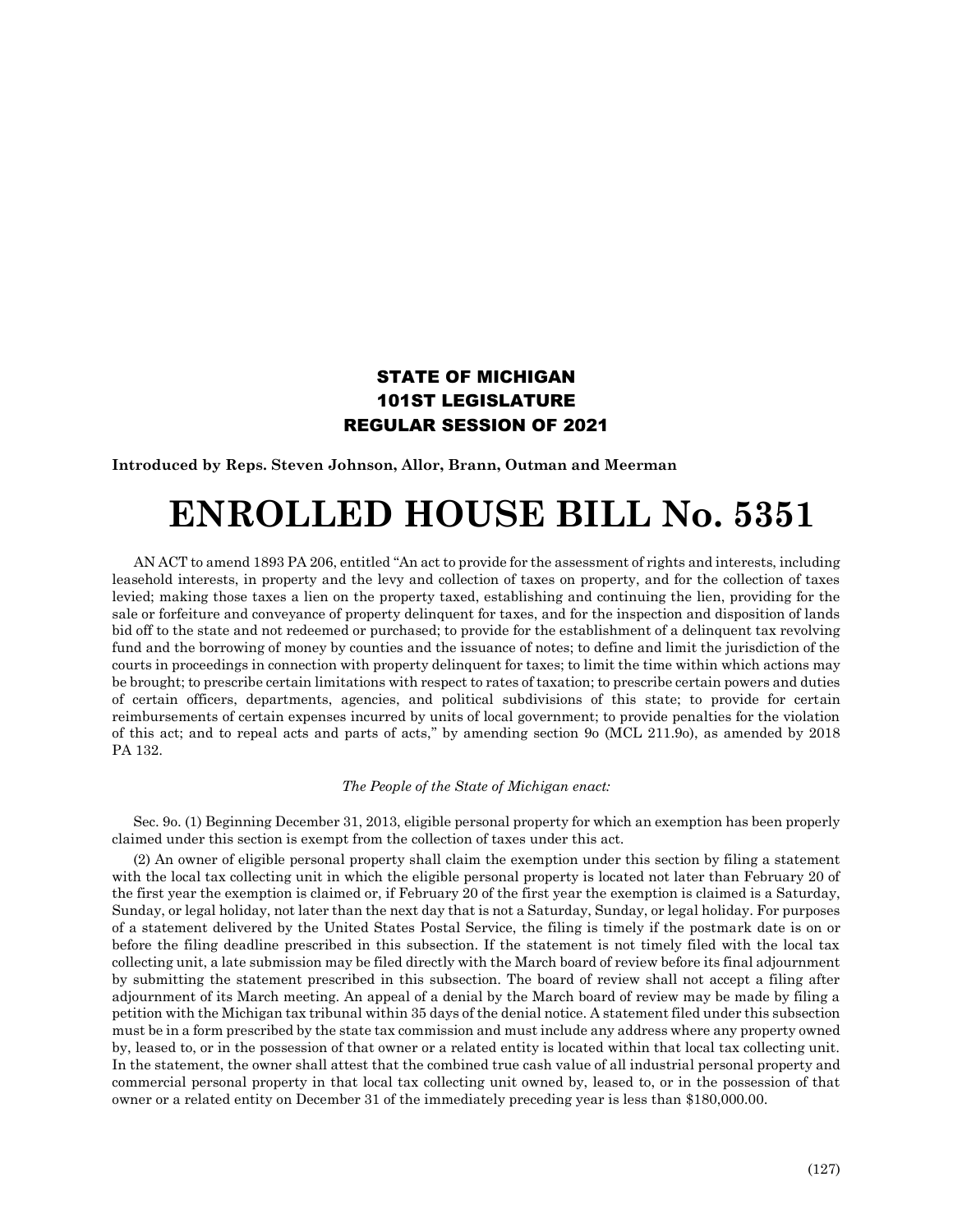**STATE OF MICHIGAN**
**101ST LEGISLATURE**
**REGULAR SESSION OF 2021**

**Introduced by Reps. Steven Johnson, Allor, Brann, Outman and Meerman**

# ENROLLED HOUSE BILL No. 5351

AN ACT to amend 1893 PA 206, entitled "An act to provide for the assessment of rights and interests, including leasehold interests, in property and the levy and collection of taxes on property, and for the collection of taxes levied; making those taxes a lien on the property taxed, establishing and continuing the lien, providing for the sale or forfeiture and conveyance of property delinquent for taxes, and for the inspection and disposition of lands bid off to the state and not redeemed or purchased; to provide for the establishment of a delinquent tax revolving fund and the borrowing of money by counties and the issuance of notes; to define and limit the jurisdiction of the courts in proceedings in connection with property delinquent for taxes; to limit the time within which actions may be brought; to prescribe certain limitations with respect to rates of taxation; to prescribe certain powers and duties of certain officers, departments, agencies, and political subdivisions of this state; to provide for certain reimbursements of certain expenses incurred by units of local government; to provide penalties for the violation of this act; and to repeal acts and parts of acts," by amending section 9o (MCL 211.9o), as amended by 2018 PA 132.

*The People of the State of Michigan enact:*

Sec. 9o. (1) Beginning December 31, 2013, eligible personal property for which an exemption has been properly claimed under this section is exempt from the collection of taxes under this act.

(2) An owner of eligible personal property shall claim the exemption under this section by filing a statement with the local tax collecting unit in which the eligible personal property is located not later than February 20 of the first year the exemption is claimed or, if February 20 of the first year the exemption is claimed is a Saturday, Sunday, or legal holiday, not later than the next day that is not a Saturday, Sunday, or legal holiday. For purposes of a statement delivered by the United States Postal Service, the filing is timely if the postmark date is on or before the filing deadline prescribed in this subsection. If the statement is not timely filed with the local tax collecting unit, a late submission may be filed directly with the March board of review before its final adjournment by submitting the statement prescribed in this subsection. The board of review shall not accept a filing after adjournment of its March meeting. An appeal of a denial by the March board of review may be made by filing a petition with the Michigan tax tribunal within 35 days of the denial notice. A statement filed under this subsection must be in a form prescribed by the state tax commission and must include any address where any property owned by, leased to, or in the possession of that owner or a related entity is located within that local tax collecting unit. In the statement, the owner shall attest that the combined true cash value of all industrial personal property and commercial personal property in that local tax collecting unit owned by, leased to, or in the possession of that owner or a related entity on December 31 of the immediately preceding year is less than $180,000.00.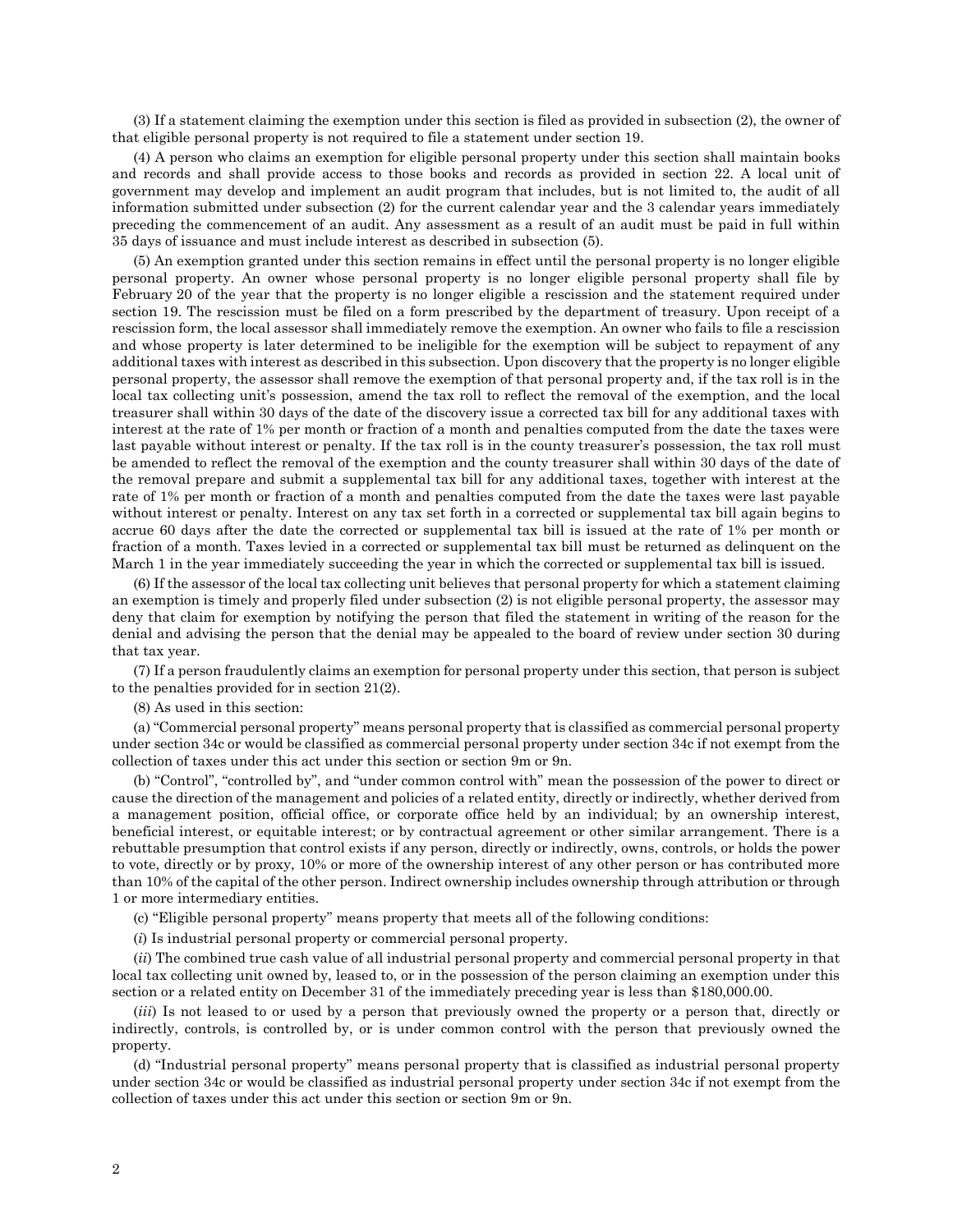(3) If a statement claiming the exemption under this section is filed as provided in subsection (2), the owner of that eligible personal property is not required to file a statement under section 19.

(4) A person who claims an exemption for eligible personal property under this section shall maintain books and records and shall provide access to those books and records as provided in section 22. A local unit of government may develop and implement an audit program that includes, but is not limited to, the audit of all information submitted under subsection (2) for the current calendar year and the 3 calendar years immediately preceding the commencement of an audit. Any assessment as a result of an audit must be paid in full within 35 days of issuance and must include interest as described in subsection (5).

(5) An exemption granted under this section remains in effect until the personal property is no longer eligible personal property. An owner whose personal property is no longer eligible personal property shall file by February 20 of the year that the property is no longer eligible a rescission and the statement required under section 19. The rescission must be filed on a form prescribed by the department of treasury. Upon receipt of a rescission form, the local assessor shall immediately remove the exemption. An owner who fails to file a rescission and whose property is later determined to be ineligible for the exemption will be subject to repayment of any additional taxes with interest as described in this subsection. Upon discovery that the property is no longer eligible personal property, the assessor shall remove the exemption of that personal property and, if the tax roll is in the local tax collecting unit's possession, amend the tax roll to reflect the removal of the exemption, and the local treasurer shall within 30 days of the date of the discovery issue a corrected tax bill for any additional taxes with interest at the rate of 1% per month or fraction of a month and penalties computed from the date the taxes were last payable without interest or penalty. If the tax roll is in the county treasurer's possession, the tax roll must be amended to reflect the removal of the exemption and the county treasurer shall within 30 days of the date of the removal prepare and submit a supplemental tax bill for any additional taxes, together with interest at the rate of 1% per month or fraction of a month and penalties computed from the date the taxes were last payable without interest or penalty. Interest on any tax set forth in a corrected or supplemental tax bill again begins to accrue 60 days after the date the corrected or supplemental tax bill is issued at the rate of 1% per month or fraction of a month. Taxes levied in a corrected or supplemental tax bill must be returned as delinquent on the March 1 in the year immediately succeeding the year in which the corrected or supplemental tax bill is issued.

(6) If the assessor of the local tax collecting unit believes that personal property for which a statement claiming an exemption is timely and properly filed under subsection (2) is not eligible personal property, the assessor may deny that claim for exemption by notifying the person that filed the statement in writing of the reason for the denial and advising the person that the denial may be appealed to the board of review under section 30 during that tax year.

(7) If a person fraudulently claims an exemption for personal property under this section, that person is subject to the penalties provided for in section 21(2).

(8) As used in this section:

(a) "Commercial personal property" means personal property that is classified as commercial personal property under section 34c or would be classified as commercial personal property under section 34c if not exempt from the collection of taxes under this act under this section or section 9m or 9n.

(b) "Control", "controlled by", and "under common control with" mean the possession of the power to direct or cause the direction of the management and policies of a related entity, directly or indirectly, whether derived from a management position, official office, or corporate office held by an individual; by an ownership interest, beneficial interest, or equitable interest; or by contractual agreement or other similar arrangement. There is a rebuttable presumption that control exists if any person, directly or indirectly, owns, controls, or holds the power to vote, directly or by proxy, 10% or more of the ownership interest of any other person or has contributed more than 10% of the capital of the other person. Indirect ownership includes ownership through attribution or through 1 or more intermediary entities.

(c) "Eligible personal property" means property that meets all of the following conditions:

(*i*) Is industrial personal property or commercial personal property.

(*ii*) The combined true cash value of all industrial personal property and commercial personal property in that local tax collecting unit owned by, leased to, or in the possession of the person claiming an exemption under this section or a related entity on December 31 of the immediately preceding year is less than $180,000.00.

(*iii*) Is not leased to or used by a person that previously owned the property or a person that, directly or indirectly, controls, is controlled by, or is under common control with the person that previously owned the property.

(d) "Industrial personal property" means personal property that is classified as industrial personal property under section 34c or would be classified as industrial personal property under section 34c if not exempt from the collection of taxes under this act under this section or section 9m or 9n.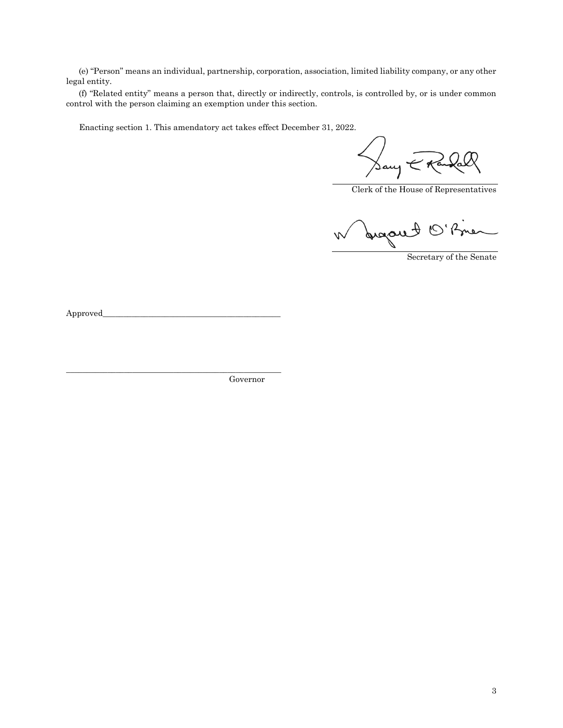(e) "Person" means an individual, partnership, corporation, association, limited liability company, or any other legal entity.

(f) "Related entity" means a person that, directly or indirectly, controls, is controlled by, or is under common control with the person claiming an exemption under this section.

Enacting section 1. This amendatory act takes effect December 31, 2022.

Clerk of the House of Representatives

Secretary of the Senate

Approved\_\_\_\_\_\_\_\_\_\_\_\_\_\_\_\_\_\_\_\_\_\_\_\_\_\_\_\_\_\_\_\_\_\_\_\_\_\_\_\_

\_\_\_\_\_\_\_\_\_\_\_\_\_\_\_\_\_\_\_\_\_\_\_\_\_\_\_\_\_\_\_\_\_\_\_\_\_\_\_\_\_\_\_\_\_\_\_\_

Governor